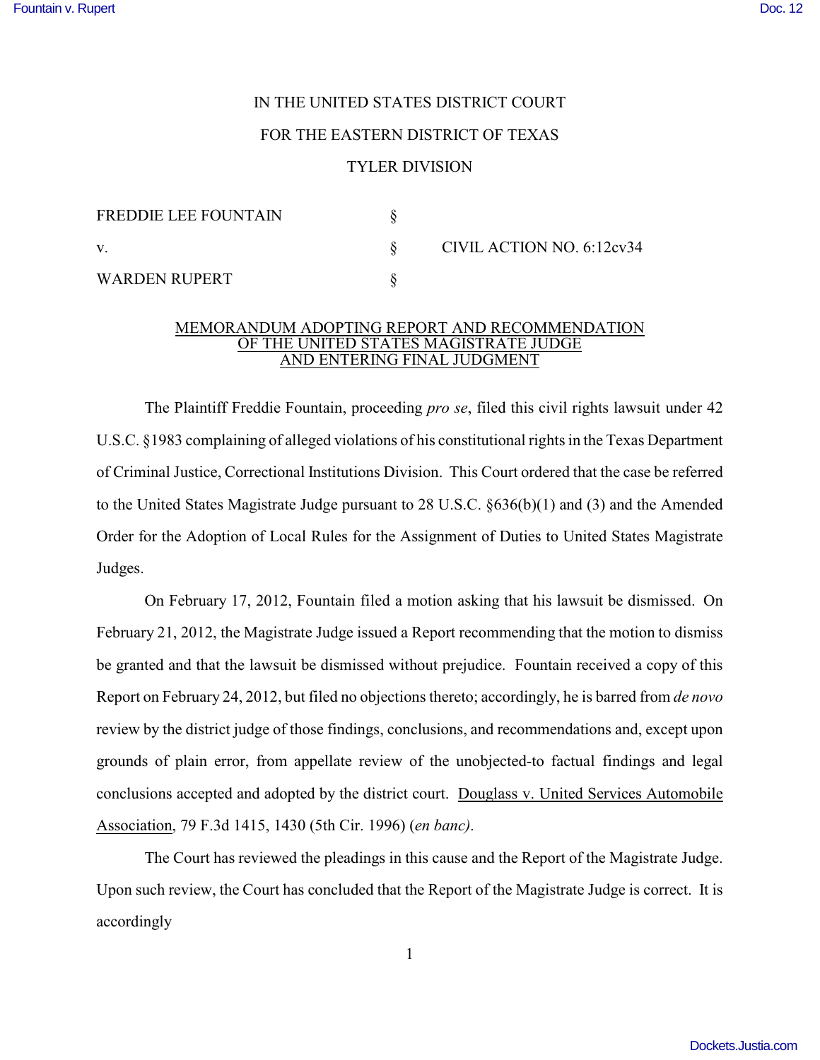IN THE UNITED STATES DISTRICT COURT

FOR THE EASTERN DISTRICT OF TEXAS

TYLER DIVISION

| | | |
|---|---|---|
| FREDDIE LEE FOUNTAIN | § | |
| v. | § | CIVIL ACTION NO. 6:12cv34 |
| WARDEN RUPERT | § | |

## MEMORANDUM ADOPTING REPORT AND RECOMMENDATION OF THE UNITED STATES MAGISTRATE JUDGE AND ENTERING FINAL JUDGMENT

The Plaintiff Freddie Fountain, proceeding *pro se*, filed this civil rights lawsuit under 42 U.S.C. §1983 complaining of alleged violations of his constitutional rights in the Texas Department of Criminal Justice, Correctional Institutions Division. This Court ordered that the case be referred to the United States Magistrate Judge pursuant to 28 U.S.C. §636(b)(1) and (3) and the Amended Order for the Adoption of Local Rules for the Assignment of Duties to United States Magistrate Judges.

On February 17, 2012, Fountain filed a motion asking that his lawsuit be dismissed. On February 21, 2012, the Magistrate Judge issued a Report recommending that the motion to dismiss be granted and that the lawsuit be dismissed without prejudice. Fountain received a copy of this Report on February 24, 2012, but filed no objections thereto; accordingly, he is barred from *de novo* review by the district judge of those findings, conclusions, and recommendations and, except upon grounds of plain error, from appellate review of the unobjected-to factual findings and legal conclusions accepted and adopted by the district court. Douglass v. United Services Automobile Association, 79 F.3d 1415, 1430 (5th Cir. 1996) (*en banc)*.

The Court has reviewed the pleadings in this cause and the Report of the Magistrate Judge. Upon such review, the Court has concluded that the Report of the Magistrate Judge is correct. It is accordingly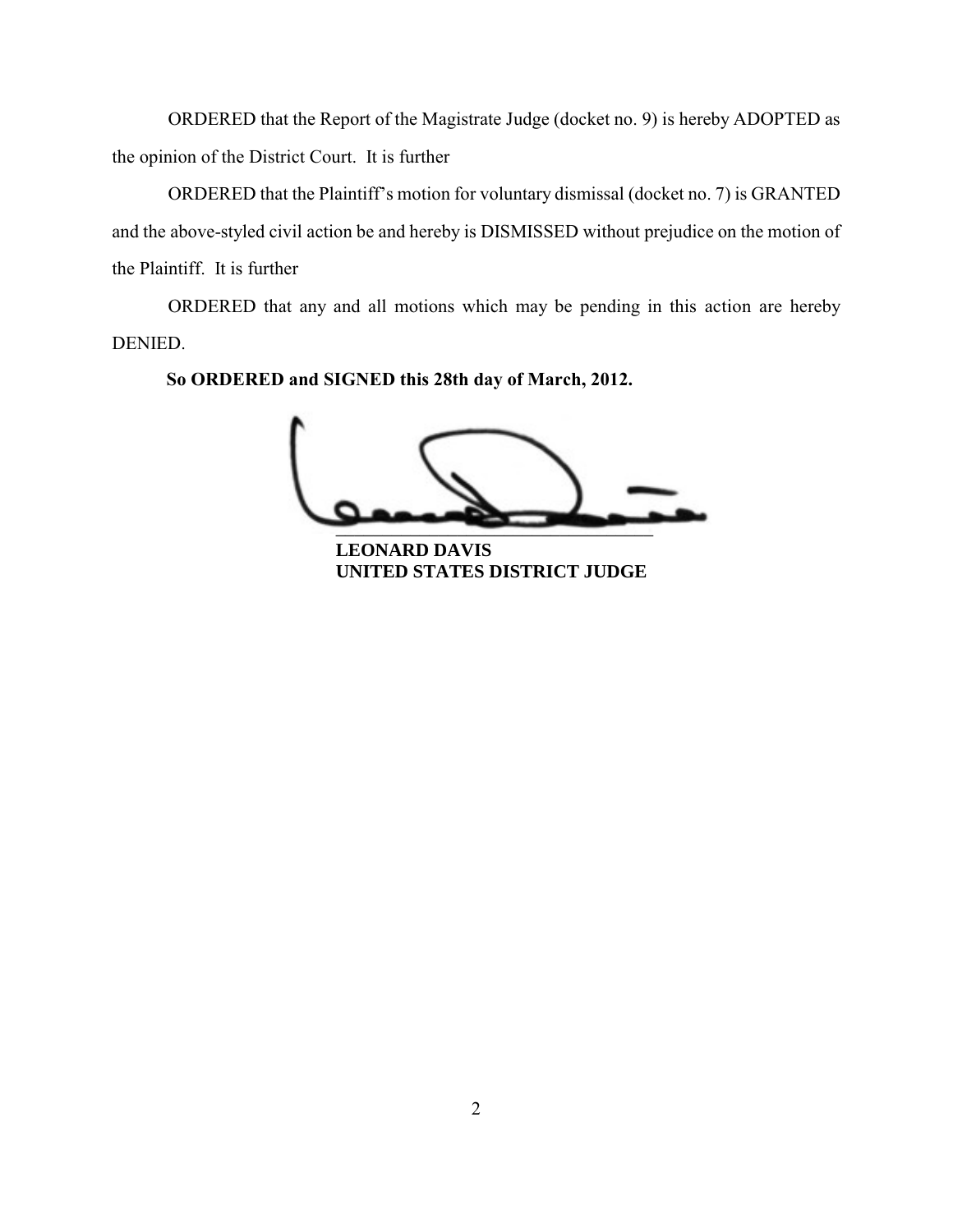ORDERED that the Report of the Magistrate Judge (docket no. 9) is hereby ADOPTED as the opinion of the District Court. It is further

ORDERED that the Plaintiff's motion for voluntary dismissal (docket no. 7) is GRANTED and the above-styled civil action be and hereby is DISMISSED without prejudice on the motion of the Plaintiff. It is further

ORDERED that any and all motions which may be pending in this action are hereby DENIED.

**So ORDERED and SIGNED this 28th day of March, 2012.**

**LEONARD DAVIS**
**UNITED STATES DISTRICT JUDGE**